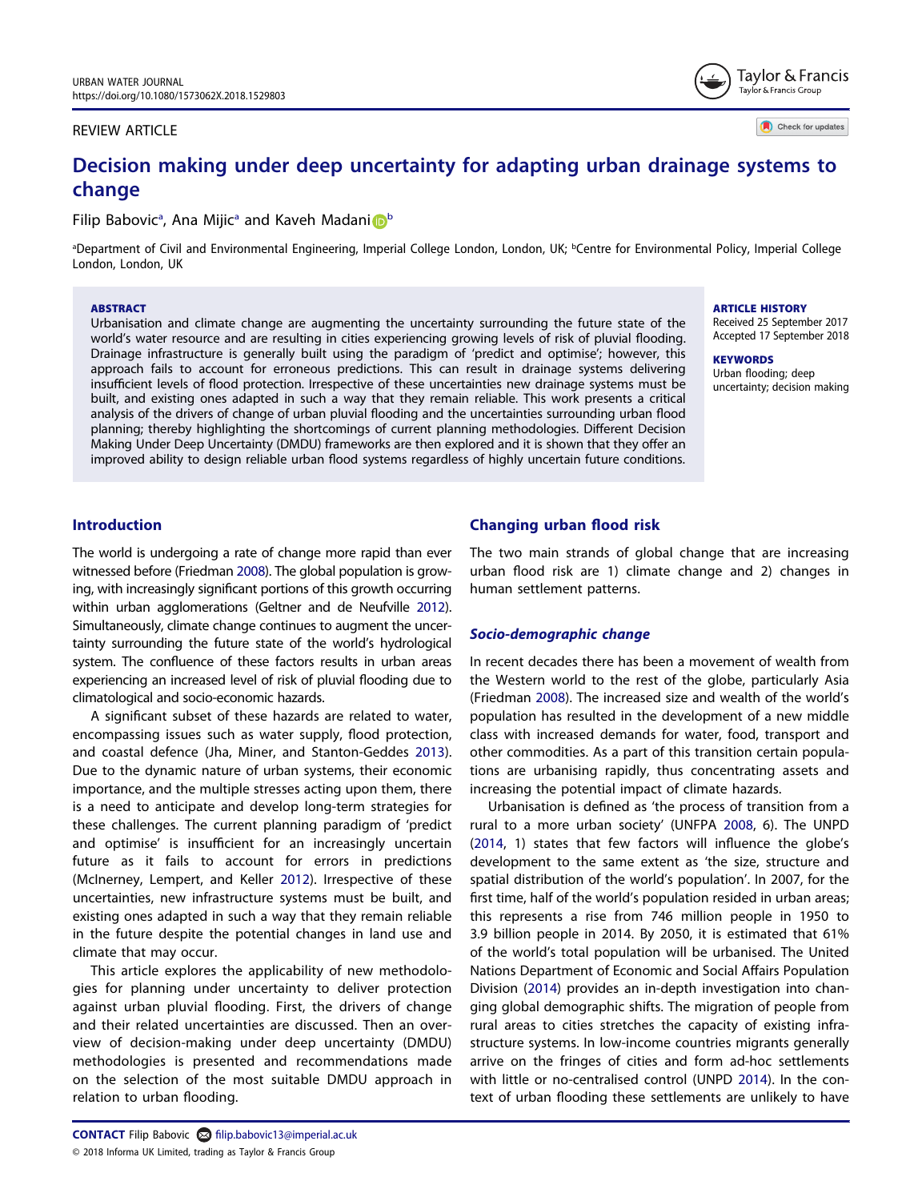REVIEW ARTICLE

# Decision making under deep uncertainty for adapting urban drainage systems to change

Filip Babovic[a], Ana Mijic[a] and Kaveh Madani[b]

[a]Department of Civil and Environmental Engineering, Imperial College London, London, UK; [b]Centre for Environmental Policy, Imperial College London, London, UK

**ABSTRACT**

Urbanisation and climate change are augmenting the uncertainty surrounding the future state of the world's water resource and are resulting in cities experiencing growing levels of risk of pluvial flooding. Drainage infrastructure is generally built using the paradigm of 'predict and optimise'; however, this approach fails to account for erroneous predictions. This can result in drainage systems delivering insufficient levels of flood protection. Irrespective of these uncertainties new drainage systems must be built, and existing ones adapted in such a way that they remain reliable. This work presents a critical analysis of the drivers of change of urban pluvial flooding and the uncertainties surrounding urban flood planning; thereby highlighting the shortcomings of current planning methodologies. Different Decision Making Under Deep Uncertainty (DMDU) frameworks are then explored and it is shown that they offer an improved ability to design reliable urban flood systems regardless of highly uncertain future conditions.

**ARTICLE HISTORY**
Received 25 September 2017
Accepted 17 September 2018

**KEYWORDS**
Urban flooding; deep uncertainty; decision making

## Introduction

The world is undergoing a rate of change more rapid than ever witnessed before (Friedman 2008). The global population is growing, with increasingly significant portions of this growth occurring within urban agglomerations (Geltner and de Neufville 2012). Simultaneously, climate change continues to augment the uncertainty surrounding the future state of the world's hydrological system. The confluence of these factors results in urban areas experiencing an increased level of risk of pluvial flooding due to climatological and socio-economic hazards.

A significant subset of these hazards are related to water, encompassing issues such as water supply, flood protection, and coastal defence (Jha, Miner, and Stanton-Geddes 2013). Due to the dynamic nature of urban systems, their economic importance, and the multiple stresses acting upon them, there is a need to anticipate and develop long-term strategies for these challenges. The current planning paradigm of 'predict and optimise' is insufficient for an increasingly uncertain future as it fails to account for errors in predictions (McInerney, Lempert, and Keller 2012). Irrespective of these uncertainties, new infrastructure systems must be built, and existing ones adapted in such a way that they remain reliable in the future despite the potential changes in land use and climate that may occur.

This article explores the applicability of new methodologies for planning under uncertainty to deliver protection against urban pluvial flooding. First, the drivers of change and their related uncertainties are discussed. Then an overview of decision-making under deep uncertainty (DMDU) methodologies is presented and recommendations made on the selection of the most suitable DMDU approach in relation to urban flooding.

## Changing urban flood risk

The two main strands of global change that are increasing urban flood risk are 1) climate change and 2) changes in human settlement patterns.

### *Socio-demographic change*

In recent decades there has been a movement of wealth from the Western world to the rest of the globe, particularly Asia (Friedman 2008). The increased size and wealth of the world's population has resulted in the development of a new middle class with increased demands for water, food, transport and other commodities. As a part of this transition certain populations are urbanising rapidly, thus concentrating assets and increasing the potential impact of climate hazards.

Urbanisation is defined as 'the process of transition from a rural to a more urban society' (UNFPA 2008, 6). The UNPD (2014, 1) states that few factors will influence the globe's development to the same extent as 'the size, structure and spatial distribution of the world's population'. In 2007, for the first time, half of the world's population resided in urban areas; this represents a rise from 746 million people in 1950 to 3.9 billion people in 2014. By 2050, it is estimated that 61% of the world's total population will be urbanised. The United Nations Department of Economic and Social Affairs Population Division (2014) provides an in-depth investigation into changing global demographic shifts. The migration of people from rural areas to cities stretches the capacity of existing infrastructure systems. In low-income countries migrants generally arrive on the fringes of cities and form ad-hoc settlements with little or no-centralised control (UNPD 2014). In the context of urban flooding these settlements are unlikely to have

**CONTACT** Filip Babovic filip.babovic13@imperial.ac.uk
© 2018 Informa UK Limited, trading as Taylor & Francis Group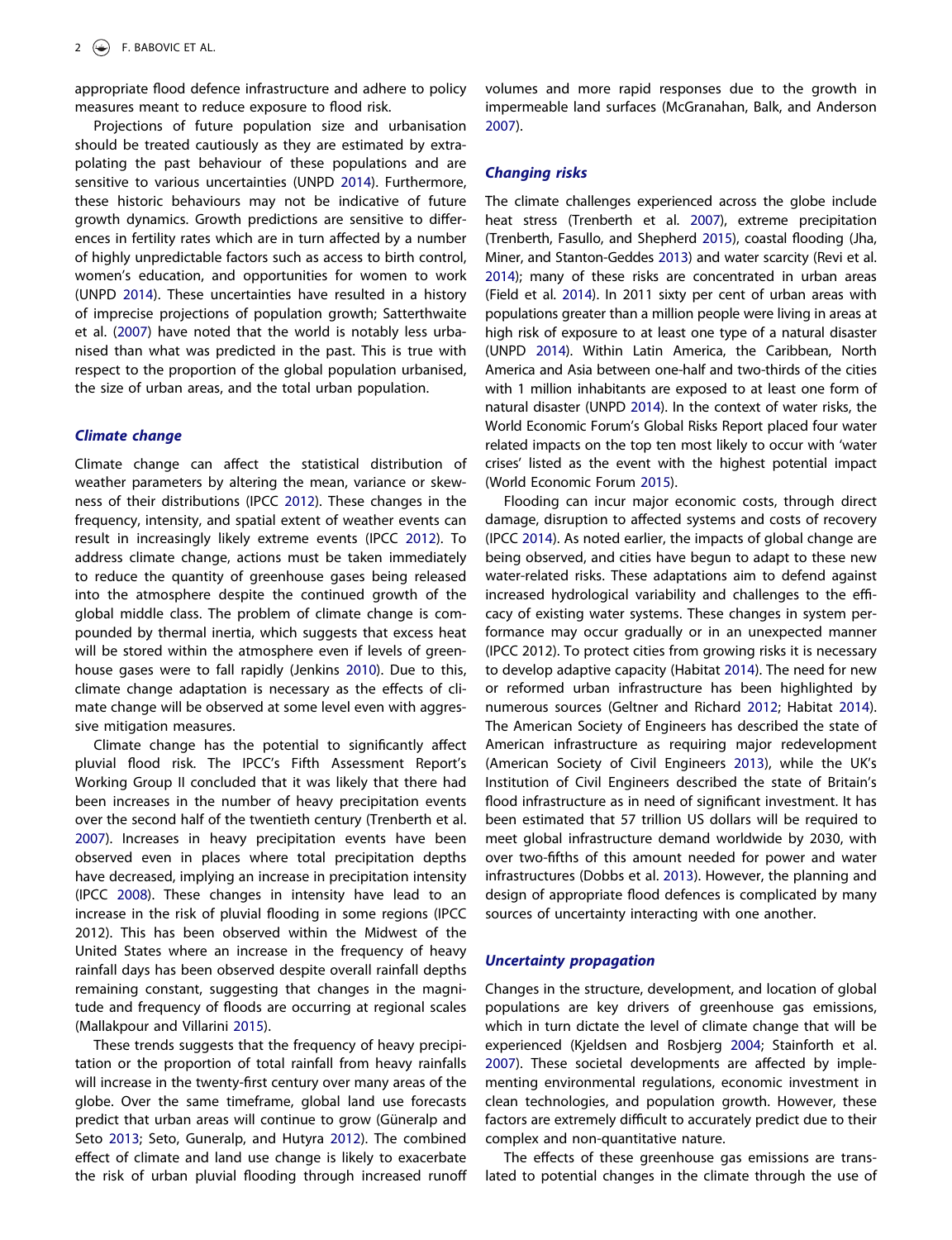appropriate flood defence infrastructure and adhere to policy measures meant to reduce exposure to flood risk.

Projections of future population size and urbanisation should be treated cautiously as they are estimated by extrapolating the past behaviour of these populations and are sensitive to various uncertainties (UNPD 2014). Furthermore, these historic behaviours may not be indicative of future growth dynamics. Growth predictions are sensitive to differences in fertility rates which are in turn affected by a number of highly unpredictable factors such as access to birth control, women's education, and opportunities for women to work (UNPD 2014). These uncertainties have resulted in a history of imprecise projections of population growth; Satterthwaite et al. (2007) have noted that the world is notably less urbanised than what was predicted in the past. This is true with respect to the proportion of the global population urbanised, the size of urban areas, and the total urban population.

### *Climate change*

Climate change can affect the statistical distribution of weather parameters by altering the mean, variance or skewness of their distributions (IPCC 2012). These changes in the frequency, intensity, and spatial extent of weather events can result in increasingly likely extreme events (IPCC 2012). To address climate change, actions must be taken immediately to reduce the quantity of greenhouse gases being released into the atmosphere despite the continued growth of the global middle class. The problem of climate change is compounded by thermal inertia, which suggests that excess heat will be stored within the atmosphere even if levels of greenhouse gases were to fall rapidly (Jenkins 2010). Due to this, climate change adaptation is necessary as the effects of climate change will be observed at some level even with aggressive mitigation measures.

Climate change has the potential to significantly affect pluvial flood risk. The IPCC's Fifth Assessment Report's Working Group II concluded that it was likely that there had been increases in the number of heavy precipitation events over the second half of the twentieth century (Trenberth et al. 2007). Increases in heavy precipitation events have been observed even in places where total precipitation depths have decreased, implying an increase in precipitation intensity (IPCC 2008). These changes in intensity have lead to an increase in the risk of pluvial flooding in some regions (IPCC 2012). This has been observed within the Midwest of the United States where an increase in the frequency of heavy rainfall days has been observed despite overall rainfall depths remaining constant, suggesting that changes in the magnitude and frequency of floods are occurring at regional scales (Mallakpour and Villarini 2015).

These trends suggests that the frequency of heavy precipitation or the proportion of total rainfall from heavy rainfalls will increase in the twenty-first century over many areas of the globe. Over the same timeframe, global land use forecasts predict that urban areas will continue to grow (Güneralp and Seto 2013; Seto, Guneralp, and Hutyra 2012). The combined effect of climate and land use change is likely to exacerbate the risk of urban pluvial flooding through increased runoff volumes and more rapid responses due to the growth in impermeable land surfaces (McGranahan, Balk, and Anderson 2007).

### *Changing risks*

The climate challenges experienced across the globe include heat stress (Trenberth et al. 2007), extreme precipitation (Trenberth, Fasullo, and Shepherd 2015), coastal flooding (Jha, Miner, and Stanton-Geddes 2013) and water scarcity (Revi et al. 2014); many of these risks are concentrated in urban areas (Field et al. 2014). In 2011 sixty per cent of urban areas with populations greater than a million people were living in areas at high risk of exposure to at least one type of a natural disaster (UNPD 2014). Within Latin America, the Caribbean, North America and Asia between one-half and two-thirds of the cities with 1 million inhabitants are exposed to at least one form of natural disaster (UNPD 2014). In the context of water risks, the World Economic Forum's Global Risks Report placed four water related impacts on the top ten most likely to occur with 'water crises' listed as the event with the highest potential impact (World Economic Forum 2015).

Flooding can incur major economic costs, through direct damage, disruption to affected systems and costs of recovery (IPCC 2014). As noted earlier, the impacts of global change are being observed, and cities have begun to adapt to these new water-related risks. These adaptations aim to defend against increased hydrological variability and challenges to the efficacy of existing water systems. These changes in system performance may occur gradually or in an unexpected manner (IPCC 2012). To protect cities from growing risks it is necessary to develop adaptive capacity (Habitat 2014). The need for new or reformed urban infrastructure has been highlighted by numerous sources (Geltner and Richard 2012; Habitat 2014). The American Society of Engineers has described the state of American infrastructure as requiring major redevelopment (American Society of Civil Engineers 2013), while the UK's Institution of Civil Engineers described the state of Britain's flood infrastructure as in need of significant investment. It has been estimated that 57 trillion US dollars will be required to meet global infrastructure demand worldwide by 2030, with over two-fifths of this amount needed for power and water infrastructures (Dobbs et al. 2013). However, the planning and design of appropriate flood defences is complicated by many sources of uncertainty interacting with one another.

### *Uncertainty propagation*

Changes in the structure, development, and location of global populations are key drivers of greenhouse gas emissions, which in turn dictate the level of climate change that will be experienced (Kjeldsen and Rosbjerg 2004; Stainforth et al. 2007). These societal developments are affected by implementing environmental regulations, economic investment in clean technologies, and population growth. However, these factors are extremely difficult to accurately predict due to their complex and non-quantitative nature.

The effects of these greenhouse gas emissions are translated to potential changes in the climate through the use of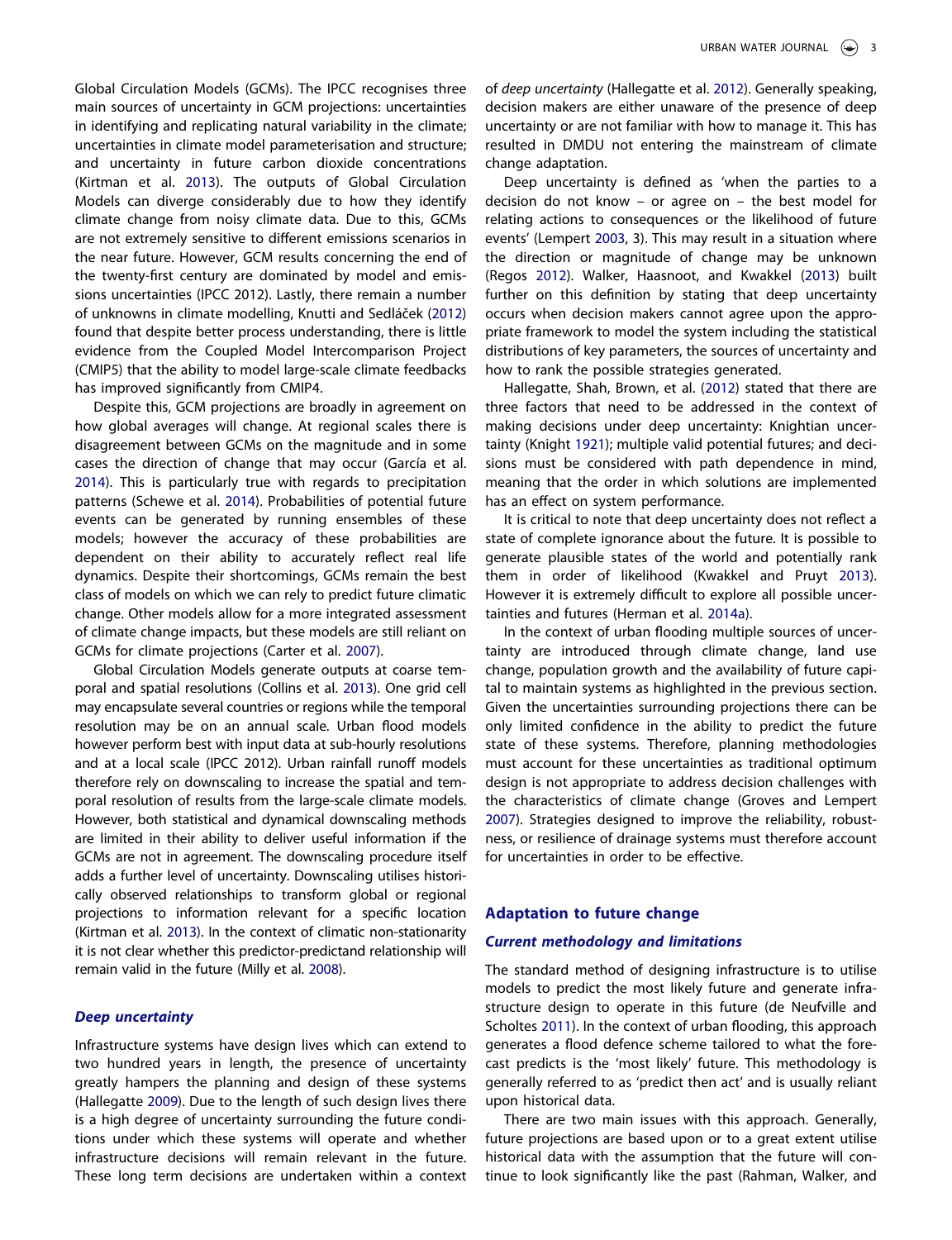Global Circulation Models (GCMs). The IPCC recognises three main sources of uncertainty in GCM projections: uncertainties in identifying and replicating natural variability in the climate; uncertainties in climate model parameterisation and structure; and uncertainty in future carbon dioxide concentrations (Kirtman et al. 2013). The outputs of Global Circulation Models can diverge considerably due to how they identify climate change from noisy climate data. Due to this, GCMs are not extremely sensitive to different emissions scenarios in the near future. However, GCM results concerning the end of the twenty-first century are dominated by model and emissions uncertainties (IPCC 2012). Lastly, there remain a number of unknowns in climate modelling, Knutti and Sedláček (2012) found that despite better process understanding, there is little evidence from the Coupled Model Intercomparison Project (CMIP5) that the ability to model large-scale climate feedbacks has improved significantly from CMIP4.

Despite this, GCM projections are broadly in agreement on how global averages will change. At regional scales there is disagreement between GCMs on the magnitude and in some cases the direction of change that may occur (García et al. 2014). This is particularly true with regards to precipitation patterns (Schewe et al. 2014). Probabilities of potential future events can be generated by running ensembles of these models; however the accuracy of these probabilities are dependent on their ability to accurately reflect real life dynamics. Despite their shortcomings, GCMs remain the best class of models on which we can rely to predict future climatic change. Other models allow for a more integrated assessment of climate change impacts, but these models are still reliant on GCMs for climate projections (Carter et al. 2007).

Global Circulation Models generate outputs at coarse temporal and spatial resolutions (Collins et al. 2013). One grid cell may encapsulate several countries or regions while the temporal resolution may be on an annual scale. Urban flood models however perform best with input data at sub-hourly resolutions and at a local scale (IPCC 2012). Urban rainfall runoff models therefore rely on downscaling to increase the spatial and temporal resolution of results from the large-scale climate models. However, both statistical and dynamical downscaling methods are limited in their ability to deliver useful information if the GCMs are not in agreement. The downscaling procedure itself adds a further level of uncertainty. Downscaling utilises historically observed relationships to transform global or regional projections to information relevant for a specific location (Kirtman et al. 2013). In the context of climatic non-stationarity it is not clear whether this predictor-predictand relationship will remain valid in the future (Milly et al. 2008).

### *Deep uncertainty*

Infrastructure systems have design lives which can extend to two hundred years in length, the presence of uncertainty greatly hampers the planning and design of these systems (Hallegatte 2009). Due to the length of such design lives there is a high degree of uncertainty surrounding the future conditions under which these systems will operate and whether infrastructure decisions will remain relevant in the future. These long term decisions are undertaken within a context of *deep uncertainty* (Hallegatte et al. 2012). Generally speaking, decision makers are either unaware of the presence of deep uncertainty or are not familiar with how to manage it. This has resulted in DMDU not entering the mainstream of climate change adaptation.

Deep uncertainty is defined as 'when the parties to a decision do not know – or agree on – the best model for relating actions to consequences or the likelihood of future events' (Lempert 2003, 3). This may result in a situation where the direction or magnitude of change may be unknown (Regos 2012). Walker, Haasnoot, and Kwakkel (2013) built further on this definition by stating that deep uncertainty occurs when decision makers cannot agree upon the appropriate framework to model the system including the statistical distributions of key parameters, the sources of uncertainty and how to rank the possible strategies generated.

Hallegatte, Shah, Brown, et al. (2012) stated that there are three factors that need to be addressed in the context of making decisions under deep uncertainty: Knightian uncertainty (Knight 1921); multiple valid potential futures; and decisions must be considered with path dependence in mind, meaning that the order in which solutions are implemented has an effect on system performance.

It is critical to note that deep uncertainty does not reflect a state of complete ignorance about the future. It is possible to generate plausible states of the world and potentially rank them in order of likelihood (Kwakkel and Pruyt 2013). However it is extremely difficult to explore all possible uncertainties and futures (Herman et al. 2014a).

In the context of urban flooding multiple sources of uncertainty are introduced through climate change, land use change, population growth and the availability of future capital to maintain systems as highlighted in the previous section. Given the uncertainties surrounding projections there can be only limited confidence in the ability to predict the future state of these systems. Therefore, planning methodologies must account for these uncertainties as traditional optimum design is not appropriate to address decision challenges with the characteristics of climate change (Groves and Lempert 2007). Strategies designed to improve the reliability, robustness, or resilience of drainage systems must therefore account for uncertainties in order to be effective.

## Adaptation to future change

### *Current methodology and limitations*

The standard method of designing infrastructure is to utilise models to predict the most likely future and generate infrastructure design to operate in this future (de Neufville and Scholtes 2011). In the context of urban flooding, this approach generates a flood defence scheme tailored to what the forecast predicts is the 'most likely' future. This methodology is generally referred to as 'predict then act' and is usually reliant upon historical data.

There are two main issues with this approach. Generally, future projections are based upon or to a great extent utilise historical data with the assumption that the future will continue to look significantly like the past (Rahman, Walker, and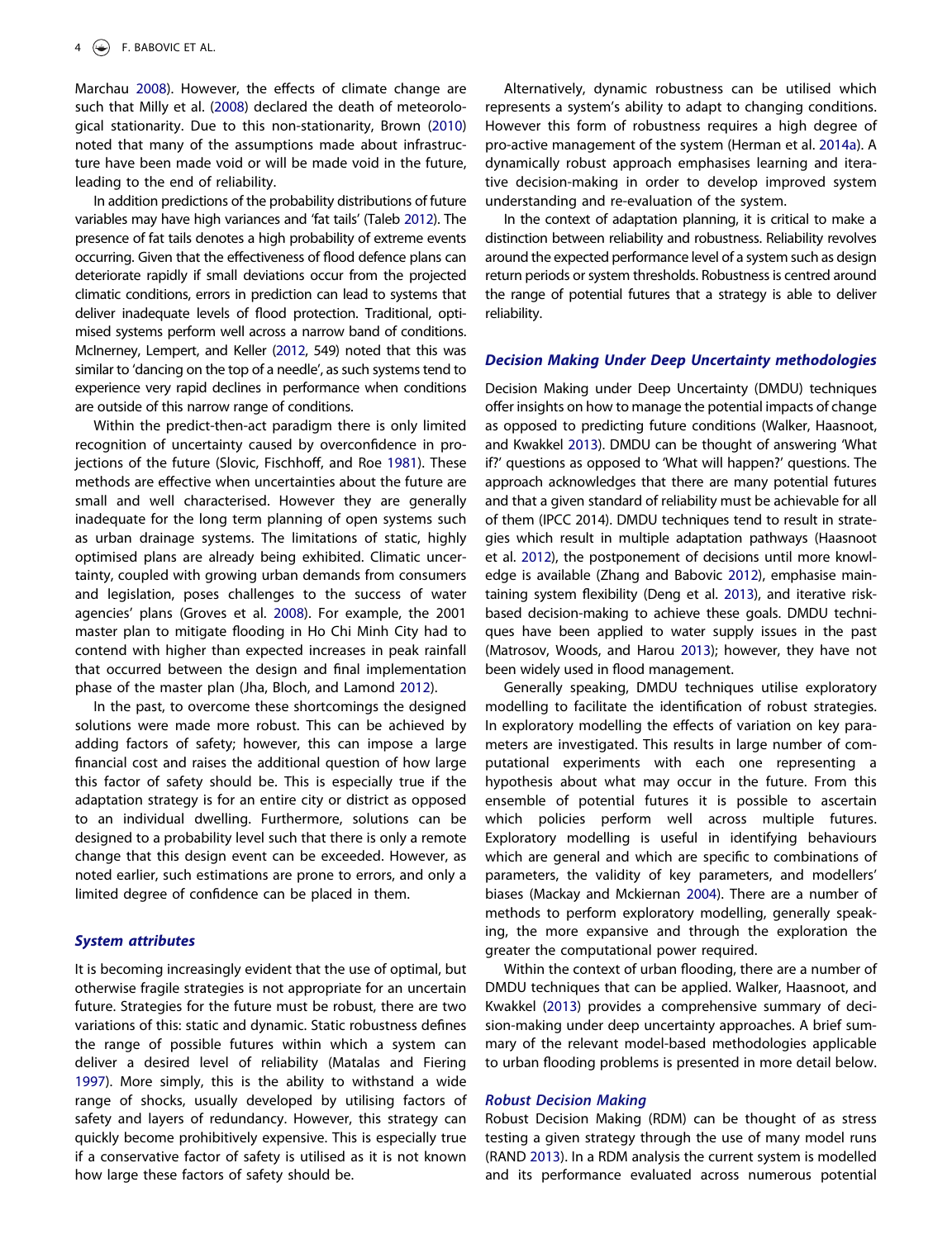Marchau 2008). However, the effects of climate change are such that Milly et al. (2008) declared the death of meteorological stationarity. Due to this non-stationarity, Brown (2010) noted that many of the assumptions made about infrastructure have been made void or will be made void in the future, leading to the end of reliability.

In addition predictions of the probability distributions of future variables may have high variances and 'fat tails' (Taleb 2012). The presence of fat tails denotes a high probability of extreme events occurring. Given that the effectiveness of flood defence plans can deteriorate rapidly if small deviations occur from the projected climatic conditions, errors in prediction can lead to systems that deliver inadequate levels of flood protection. Traditional, optimised systems perform well across a narrow band of conditions. McInerney, Lempert, and Keller (2012, 549) noted that this was similar to 'dancing on the top of a needle', as such systems tend to experience very rapid declines in performance when conditions are outside of this narrow range of conditions.

Within the predict-then-act paradigm there is only limited recognition of uncertainty caused by overconfidence in projections of the future (Slovic, Fischhoff, and Roe 1981). These methods are effective when uncertainties about the future are small and well characterised. However they are generally inadequate for the long term planning of open systems such as urban drainage systems. The limitations of static, highly optimised plans are already being exhibited. Climatic uncertainty, coupled with growing urban demands from consumers and legislation, poses challenges to the success of water agencies' plans (Groves et al. 2008). For example, the 2001 master plan to mitigate flooding in Ho Chi Minh City had to contend with higher than expected increases in peak rainfall that occurred between the design and final implementation phase of the master plan (Jha, Bloch, and Lamond 2012).

In the past, to overcome these shortcomings the designed solutions were made more robust. This can be achieved by adding factors of safety; however, this can impose a large financial cost and raises the additional question of how large this factor of safety should be. This is especially true if the adaptation strategy is for an entire city or district as opposed to an individual dwelling. Furthermore, solutions can be designed to a probability level such that there is only a remote change that this design event can be exceeded. However, as noted earlier, such estimations are prone to errors, and only a limited degree of confidence can be placed in them.

### *System attributes*

It is becoming increasingly evident that the use of optimal, but otherwise fragile strategies is not appropriate for an uncertain future. Strategies for the future must be robust, there are two variations of this: static and dynamic. Static robustness defines the range of possible futures within which a system can deliver a desired level of reliability (Matalas and Fiering 1997). More simply, this is the ability to withstand a wide range of shocks, usually developed by utilising factors of safety and layers of redundancy. However, this strategy can quickly become prohibitively expensive. This is especially true if a conservative factor of safety is utilised as it is not known how large these factors of safety should be.

Alternatively, dynamic robustness can be utilised which represents a system's ability to adapt to changing conditions. However this form of robustness requires a high degree of pro-active management of the system (Herman et al. 2014a). A dynamically robust approach emphasises learning and iterative decision-making in order to develop improved system understanding and re-evaluation of the system.

In the context of adaptation planning, it is critical to make a distinction between reliability and robustness. Reliability revolves around the expected performance level of a system such as design return periods or system thresholds. Robustness is centred around the range of potential futures that a strategy is able to deliver reliability.

### *Decision Making Under Deep Uncertainty methodologies*

Decision Making under Deep Uncertainty (DMDU) techniques offer insights on how to manage the potential impacts of change as opposed to predicting future conditions (Walker, Haasnoot, and Kwakkel 2013). DMDU can be thought of answering 'What if?' questions as opposed to 'What will happen?' questions. The approach acknowledges that there are many potential futures and that a given standard of reliability must be achievable for all of them (IPCC 2014). DMDU techniques tend to result in strategies which result in multiple adaptation pathways (Haasnoot et al. 2012), the postponement of decisions until more knowledge is available (Zhang and Babovic 2012), emphasise maintaining system flexibility (Deng et al. 2013), and iterative risk-based decision-making to achieve these goals. DMDU techniques have been applied to water supply issues in the past (Matrosov, Woods, and Harou 2013); however, they have not been widely used in flood management.

Generally speaking, DMDU techniques utilise exploratory modelling to facilitate the identification of robust strategies. In exploratory modelling the effects of variation on key parameters are investigated. This results in large number of computational experiments with each one representing a hypothesis about what may occur in the future. From this ensemble of potential futures it is possible to ascertain which policies perform well across multiple futures. Exploratory modelling is useful in identifying behaviours which are general and which are specific to combinations of parameters, the validity of key parameters, and modellers' biases (Mackay and Mckiernan 2004). There are a number of methods to perform exploratory modelling, generally speaking, the more expansive and through the exploration the greater the computational power required.

Within the context of urban flooding, there are a number of DMDU techniques that can be applied. Walker, Haasnoot, and Kwakkel (2013) provides a comprehensive summary of decision-making under deep uncertainty approaches. A brief summary of the relevant model-based methodologies applicable to urban flooding problems is presented in more detail below.

#### *Robust Decision Making*

Robust Decision Making (RDM) can be thought of as stress testing a given strategy through the use of many model runs (RAND 2013). In a RDM analysis the current system is modelled and its performance evaluated across numerous potential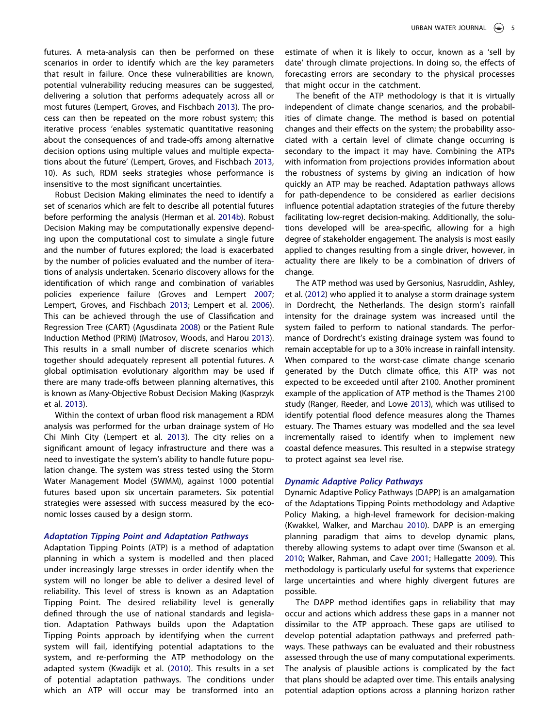futures. A meta-analysis can then be performed on these scenarios in order to identify which are the key parameters that result in failure. Once these vulnerabilities are known, potential vulnerability reducing measures can be suggested, delivering a solution that performs adequately across all or most futures (Lempert, Groves, and Fischbach 2013). The process can then be repeated on the more robust system; this iterative process 'enables systematic quantitative reasoning about the consequences of and trade-offs among alternative decision options using multiple values and multiple expectations about the future' (Lempert, Groves, and Fischbach 2013, 10). As such, RDM seeks strategies whose performance is insensitive to the most significant uncertainties.

Robust Decision Making eliminates the need to identify a set of scenarios which are felt to describe all potential futures before performing the analysis (Herman et al. 2014b). Robust Decision Making may be computationally expensive depending upon the computational cost to simulate a single future and the number of futures explored; the load is exacerbated by the number of policies evaluated and the number of iterations of analysis undertaken. Scenario discovery allows for the identification of which range and combination of variables policies experience failure (Groves and Lempert 2007; Lempert, Groves, and Fischbach 2013; Lempert et al. 2006). This can be achieved through the use of Classification and Regression Tree (CART) (Agusdinata 2008) or the Patient Rule Induction Method (PRIM) (Matrosov, Woods, and Harou 2013). This results in a small number of discrete scenarios which together should adequately represent all potential futures. A global optimisation evolutionary algorithm may be used if there are many trade-offs between planning alternatives, this is known as Many-Objective Robust Decision Making (Kasprzyk et al. 2013).

Within the context of urban flood risk management a RDM analysis was performed for the urban drainage system of Ho Chi Minh City (Lempert et al. 2013). The city relies on a significant amount of legacy infrastructure and there was a need to investigate the system's ability to handle future population change. The system was stress tested using the Storm Water Management Model (SWMM), against 1000 potential futures based upon six uncertain parameters. Six potential strategies were assessed with success measured by the economic losses caused by a design storm.

### *Adaptation Tipping Point and Adaptation Pathways*

Adaptation Tipping Points (ATP) is a method of adaptation planning in which a system is modelled and then placed under increasingly large stresses in order identify when the system will no longer be able to deliver a desired level of reliability. This level of stress is known as an Adaptation Tipping Point. The desired reliability level is generally defined through the use of national standards and legislation. Adaptation Pathways builds upon the Adaptation Tipping Points approach by identifying when the current system will fail, identifying potential adaptations to the system, and re-performing the ATP methodology on the adapted system (Kwadijk et al. (2010). This results in a set of potential adaptation pathways. The conditions under which an ATP will occur may be transformed into an estimate of when it is likely to occur, known as a 'sell by date' through climate projections. In doing so, the effects of forecasting errors are secondary to the physical processes that might occur in the catchment.

The benefit of the ATP methodology is that it is virtually independent of climate change scenarios, and the probabilities of climate change. The method is based on potential changes and their effects on the system; the probability associated with a certain level of climate change occurring is secondary to the impact it may have. Combining the ATPs with information from projections provides information about the robustness of systems by giving an indication of how quickly an ATP may be reached. Adaptation pathways allows for path-dependence to be considered as earlier decisions influence potential adaptation strategies of the future thereby facilitating low-regret decision-making. Additionally, the solutions developed will be area-specific, allowing for a high degree of stakeholder engagement. The analysis is most easily applied to changes resulting from a single driver, however, in actuality there are likely to be a combination of drivers of change.

The ATP method was used by Gersonius, Nasruddin, Ashley, et al. (2012) who applied it to analyse a storm drainage system in Dordrecht, the Netherlands. The design storm's rainfall intensity for the drainage system was increased until the system failed to perform to national standards. The performance of Dordrecht's existing drainage system was found to remain acceptable for up to a 30% increase in rainfall intensity. When compared to the worst-case climate change scenario generated by the Dutch climate office, this ATP was not expected to be exceeded until after 2100. Another prominent example of the application of ATP method is the Thames 2100 study (Ranger, Reeder, and Lowe 2013), which was utilised to identify potential flood defence measures along the Thames estuary. The Thames estuary was modelled and the sea level incrementally raised to identify when to implement new coastal defence measures. This resulted in a stepwise strategy to protect against sea level rise.

### *Dynamic Adaptive Policy Pathways*

Dynamic Adaptive Policy Pathways (DAPP) is an amalgamation of the Adaptations Tipping Points methodology and Adaptive Policy Making, a high-level framework for decision-making (Kwakkel, Walker, and Marchau 2010). DAPP is an emerging planning paradigm that aims to develop dynamic plans, thereby allowing systems to adapt over time (Swanson et al. 2010; Walker, Rahman, and Cave 2001; Hallegatte 2009). This methodology is particularly useful for systems that experience large uncertainties and where highly divergent futures are possible.

The DAPP method identifies gaps in reliability that may occur and actions which address these gaps in a manner not dissimilar to the ATP approach. These gaps are utilised to develop potential adaptation pathways and preferred pathways. These pathways can be evaluated and their robustness assessed through the use of many computational experiments. The analysis of plausible actions is complicated by the fact that plans should be adapted over time. This entails analysing potential adaption options across a planning horizon rather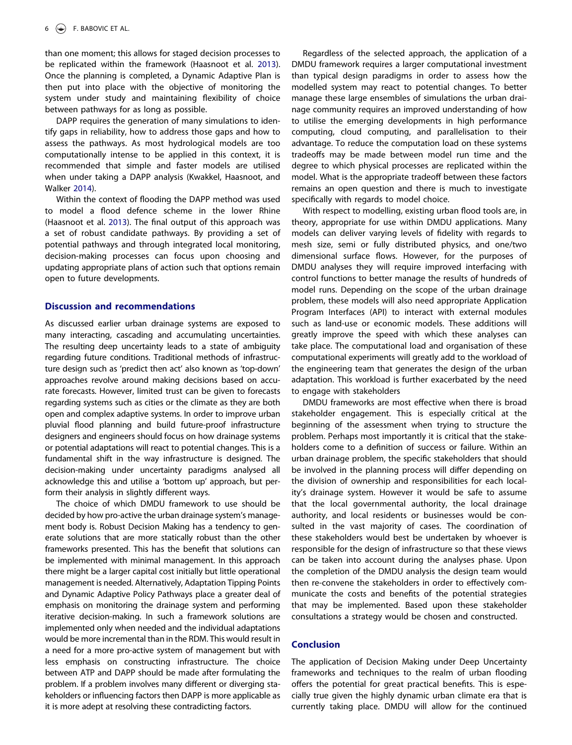than one moment; this allows for staged decision processes to be replicated within the framework (Haasnoot et al. 2013). Once the planning is completed, a Dynamic Adaptive Plan is then put into place with the objective of monitoring the system under study and maintaining flexibility of choice between pathways for as long as possible.

DAPP requires the generation of many simulations to identify gaps in reliability, how to address those gaps and how to assess the pathways. As most hydrological models are too computationally intense to be applied in this context, it is recommended that simple and faster models are utilised when under taking a DAPP analysis (Kwakkel, Haasnoot, and Walker 2014).

Within the context of flooding the DAPP method was used to model a flood defence scheme in the lower Rhine (Haasnoot et al. 2013). The final output of this approach was a set of robust candidate pathways. By providing a set of potential pathways and through integrated local monitoring, decision-making processes can focus upon choosing and updating appropriate plans of action such that options remain open to future developments.

## Discussion and recommendations

As discussed earlier urban drainage systems are exposed to many interacting, cascading and accumulating uncertainties. The resulting deep uncertainty leads to a state of ambiguity regarding future conditions. Traditional methods of infrastructure design such as 'predict then act' also known as 'top-down' approaches revolve around making decisions based on accurate forecasts. However, limited trust can be given to forecasts regarding systems such as cities or the climate as they are both open and complex adaptive systems. In order to improve urban pluvial flood planning and build future-proof infrastructure designers and engineers should focus on how drainage systems or potential adaptations will react to potential changes. This is a fundamental shift in the way infrastructure is designed. The decision-making under uncertainty paradigms analysed all acknowledge this and utilise a 'bottom up' approach, but perform their analysis in slightly different ways.

The choice of which DMDU framework to use should be decided by how pro-active the urban drainage system's management body is. Robust Decision Making has a tendency to generate solutions that are more statically robust than the other frameworks presented. This has the benefit that solutions can be implemented with minimal management. In this approach there might be a larger capital cost initially but little operational management is needed. Alternatively, Adaptation Tipping Points and Dynamic Adaptive Policy Pathways place a greater deal of emphasis on monitoring the drainage system and performing iterative decision-making. In such a framework solutions are implemented only when needed and the individual adaptations would be more incremental than in the RDM. This would result in a need for a more pro-active system of management but with less emphasis on constructing infrastructure. The choice between ATP and DAPP should be made after formulating the problem. If a problem involves many different or diverging stakeholders or influencing factors then DAPP is more applicable as it is more adept at resolving these contradicting factors.

Regardless of the selected approach, the application of a DMDU framework requires a larger computational investment than typical design paradigms in order to assess how the modelled system may react to potential changes. To better manage these large ensembles of simulations the urban drainage community requires an improved understanding of how to utilise the emerging developments in high performance computing, cloud computing, and parallelisation to their advantage. To reduce the computation load on these systems tradeoffs may be made between model run time and the degree to which physical processes are replicated within the model. What is the appropriate tradeoff between these factors remains an open question and there is much to investigate specifically with regards to model choice.

With respect to modelling, existing urban flood tools are, in theory, appropriate for use within DMDU applications. Many models can deliver varying levels of fidelity with regards to mesh size, semi or fully distributed physics, and one/two dimensional surface flows. However, for the purposes of DMDU analyses they will require improved interfacing with control functions to better manage the results of hundreds of model runs. Depending on the scope of the urban drainage problem, these models will also need appropriate Application Program Interfaces (API) to interact with external modules such as land-use or economic models. These additions will greatly improve the speed with which these analyses can take place. The computational load and organisation of these computational experiments will greatly add to the workload of the engineering team that generates the design of the urban adaptation. This workload is further exacerbated by the need to engage with stakeholders

DMDU frameworks are most effective when there is broad stakeholder engagement. This is especially critical at the beginning of the assessment when trying to structure the problem. Perhaps most importantly it is critical that the stakeholders come to a definition of success or failure. Within an urban drainage problem, the specific stakeholders that should be involved in the planning process will differ depending on the division of ownership and responsibilities for each locality's drainage system. However it would be safe to assume that the local governmental authority, the local drainage authority, and local residents or businesses would be consulted in the vast majority of cases. The coordination of these stakeholders would best be undertaken by whoever is responsible for the design of infrastructure so that these views can be taken into account during the analyses phase. Upon the completion of the DMDU analysis the design team would then re-convene the stakeholders in order to effectively communicate the costs and benefits of the potential strategies that may be implemented. Based upon these stakeholder consultations a strategy would be chosen and constructed.

## Conclusion

The application of Decision Making under Deep Uncertainty frameworks and techniques to the realm of urban flooding offers the potential for great practical benefits. This is especially true given the highly dynamic urban climate era that is currently taking place. DMDU will allow for the continued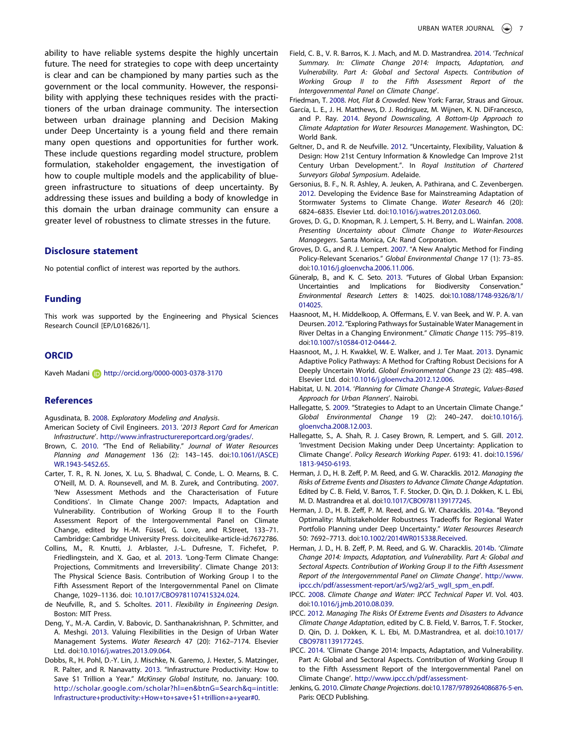ability to have reliable systems despite the highly uncertain future. The need for strategies to cope with deep uncertainty is clear and can be championed by many parties such as the government or the local community. However, the responsibility with applying these techniques resides with the practitioners of the urban drainage community. The intersection between urban drainage planning and Decision Making under Deep Uncertainty is a young field and there remain many open questions and opportunities for further work. These include questions regarding model structure, problem formulation, stakeholder engagement, the investigation of how to couple multiple models and the applicability of blue-green infrastructure to situations of deep uncertainty. By addressing these issues and building a body of knowledge in this domain the urban drainage community can ensure a greater level of robustness to climate stresses in the future.

## Disclosure statement

No potential conflict of interest was reported by the authors.

## Funding

This work was supported by the Engineering and Physical Sciences Research Council [EP/L016826/1].

## ORCID

Kaveh Madani http://orcid.org/0000-0003-0378-3170

## References

Agusdinata, B. 2008. *Exploratory Modeling and Analysis*.

American Society of Civil Engineers. 2013. '*2013 Report Card for American Infrastructure*'. http://www.infrastructurereportcard.org/grades/.

Brown, C. 2010. "The End of Reliability." *Journal of Water Resources Planning and Management* 136 (2): 143–145. doi:10.1061/(ASCE)WR.1943-5452.65.

Carter, T. R., R. N. Jones, X. Lu, S. Bhadwal, C. Conde, L. O. Mearns, B. C. O'Neill, M. D. A. Rounsevell, and M. B. Zurek, and Contributing. 2007. 'New Assessment Methods and the Characterisation of Future Conditions'. In Climate Change 2007: Impacts, Adaptation and Vulnerability. Contribution of Working Group II to the Fourth Assessment Report of the Intergovernmental Panel on Climate Change, edited by H.-M. Füssel, G. Love, and R.Street, 133–71. Cambridge: Cambridge University Press. doi:citeulike-article-id:7672786.

Collins, M., R. Knutti, J. Arblaster, J.-L. Dufresne, T. Fichefet, P. Friedlingstein, and X. Gao, et al. 2013. 'Long-Term Climate Change: Projections, Commitments and Irreversibility'. Climate Change 2013: The Physical Science Basis. Contribution of Working Group I to the Fifth Assessment Report of the Intergovernmental Panel on Climate Change, 1029–1136. doi: 10.1017/CBO9781107415324.024.

de Neufville, R., and S. Scholtes. 2011. *Flexibility in Engineering Design*. Boston: MIT Press.

Deng, Y., M.-A. Cardin, V. Babovic, D. Santhanakrishnan, P. Schmitter, and A. Meshgi. 2013. Valuing Flexibilities in the Design of Urban Water Management Systems. *Water Research* 47 (20): 7162–7174. Elsevier Ltd. doi:10.1016/j.watres.2013.09.064.

Dobbs, R., H. Pohl, D.-Y. Lin, J. Mischke, N. Garemo, J. Hexter, S. Matzinger, R. Palter, and R. Nanavatty. 2013. "Infrastructure Productivity: How to Save $1 Trillion a Year." *McKinsey Global Institute*, no. January: 100. http://scholar.google.com/scholar?hl=en&btnG=Search&q=intitle:Infrastructure+productivity:+How+to+save+$1+trillion+a+year#0.

Field, C. B., V. R. Barros, K. J. Mach, and M. D. Mastrandrea. 2014. '*Technical Summary. In: Climate Change 2014: Impacts, Adaptation, and Vulnerability. Part A: Global and Sectoral Aspects. Contribution of Working Group II to the Fifth Assessment Report of the Intergovernmental Panel on Climate Change*'.

Friedman, T. 2008. *Hot, Flat & Crowded*. New York: Farrar, Straus and Giroux.

García, L. E., J. H. Matthews, D. J. Rodriguez, M. Wijnen, K. N. DiFrancesco, and P. Ray. 2014. *Beyond Downscaling, A Bottom-Up Approach to Climate Adaptation for Water Resources Management*. Washington, DC: World Bank.

Geltner, D., and R. de Neufville. 2012. "Uncertainty, Flexibility, Valuation & Design: How 21st Century Information & Knowledge Can Improve 21st Century Urban Development.". In *Royal Institution of Chartered Surveyors Global Symposium*. Adelaide.

Gersonius, B. F., N. R. Ashley, A. Jeuken, A. Pathirana, and C. Zevenbergen. 2012. Developing the Evidence Base for Mainstreaming Adaptation of Stormwater Systems to Climate Change. *Water Research* 46 (20): 6824–6835. Elsevier Ltd. doi:10.1016/j.watres.2012.03.060.

Groves, D. G., D. Knopman, R. J. Lempert, S. H. Berry, and L. Wainfan. 2008. *Presenting Uncertainty about Climate Change to Water-Resources Managegers*. Santa Monica, CA: Rand Corporation.

Groves, D. G., and R. J. Lempert. 2007. "A New Analytic Method for Finding Policy-Relevant Scenarios." *Global Environmental Change* 17 (1): 73–85. doi:10.1016/j.gloenvcha.2006.11.006.

Güneralp, B., and K. C. Seto. 2013. "Futures of Global Urban Expansion: Uncertainties and Implications for Biodiversity Conservation." *Environmental Research Letters* 8: 14025. doi:10.1088/1748-9326/8/1/014025.

Haasnoot, M., H. Middelkoop, A. Offermans, E. V. van Beek, and W. P. A. van Deursen. 2012. "Exploring Pathways for Sustainable Water Management in River Deltas in a Changing Environment." *Climatic Change* 115: 795–819. doi:10.1007/s10584-012-0444-2.

Haasnoot, M., J. H. Kwakkel, W. E. Walker, and J. Ter Maat. 2013. Dynamic Adaptive Policy Pathways: A Method for Crafting Robust Decisions for A Deeply Uncertain World. *Global Environmental Change* 23 (2): 485–498. Elsevier Ltd. doi:10.1016/j.gloenvcha.2012.12.006.

Habitat, U. N. 2014. '*Planning for Climate Change-A Strategic, Values-Based Approach for Urban Planners*'. Nairobi.

Hallegatte, S. 2009. "Strategies to Adapt to an Uncertain Climate Change." *Global Environmental Change* 19 (2): 240–247. doi:10.1016/j.gloenvcha.2008.12.003.

Hallegatte, S., A. Shah, R. J. Casey Brown, R. Lempert, and S. Gill. 2012. 'Investment Decision Making under Deep Uncertainty: Application to Climate Change'. *Policy Research Working Paper*. 6193: 41. doi:10.1596/1813-9450-6193.

Herman, J. D., H. B. Zeff, P. M. Reed, and G. W. Characklis. 2012. *Managing the Risks of Extreme Events and Disasters to Advance Climate Change Adaptation*. Edited by C. B. Field, V. Barros, T. F. Stocker, D. Qin, D. J. Dokken, K. L. Ebi, M. D. Mastrandrea et al. doi:10.1017/CBO9781139177245.

Herman, J. D., H. B. Zeff, P. M. Reed, and G. W. Characklis. 2014a. "Beyond Optimality: Multistakeholder Robustness Tradeoffs for Regional Water Portfolio Planning under Deep Uncertainty." *Water Resources Research* 50: 7692–7713. doi:10.1002/2014WR015338.Received.

Herman, J. D., H. B. Zeff, P. M. Reed, and G. W. Characklis. 2014b. '*Climate Change 2014: Impacts, Adaptation, and Vulnerability. Part A: Global and Sectoral Aspects. Contribution of Working Group II to the Fifth Assessment Report of the Intergovernmental Panel on Climate Change*'. http://www.ipcc.ch/pdf/assessment-report/ar5/wg2/ar5_wgII_spm_en.pdf.

IPCC. 2008. *Climate Change and Water: IPCC Technical Paper VI*. Vol. 403. doi:10.1016/j.jmb.2010.08.039.

IPCC. 2012. *Managing The Risks Of Extreme Events and Disasters to Advance Climate Change Adaptation*, edited by C. B. Field, V. Barros, T. F. Stocker, D. Qin, D. J. Dokken, K. L. Ebi, M. D.Mastrandrea, et al. doi:10.1017/CBO9781139177245.

IPCC. 2014. 'Climate Change 2014: Impacts, Adaptation, and Vulnerability. Part A: Global and Sectoral Aspects. Contribution of Working Group II to the Fifth Assessment Report of the Intergovernmental Panel on Climate Change'. http://www.ipcc.ch/pdf/assessment-

Jenkins, G. 2010. *Climate Change Projections*. doi:10.1787/9789264086876-5-en. Paris: OECD Publishing.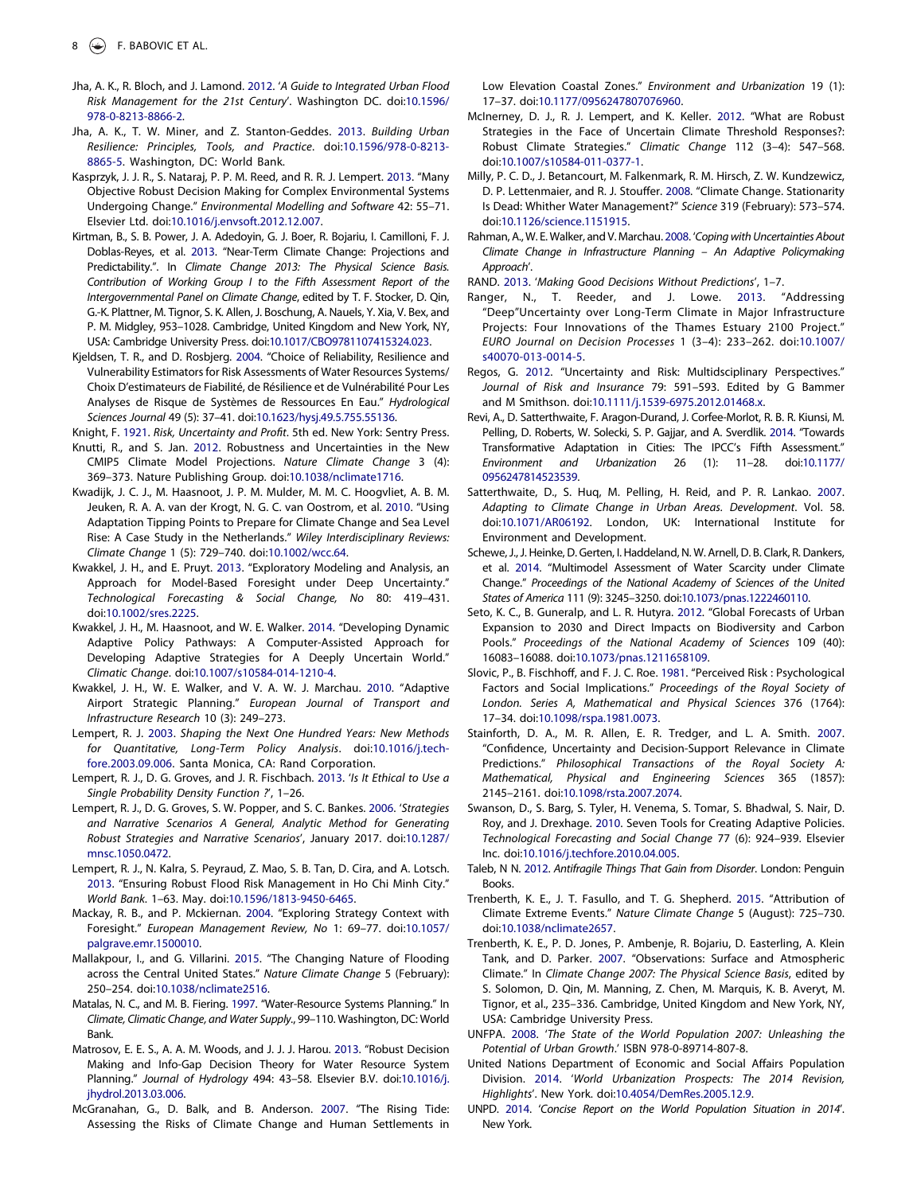Jha, A. K., R. Bloch, and J. Lamond. 2012. '*A Guide to Integrated Urban Flood Risk Management for the 21st Century*'. Washington DC. doi:10.1596/978-0-8213-8866-2.

Jha, A. K., T. W. Miner, and Z. Stanton-Geddes. 2013. *Building Urban Resilience: Principles, Tools, and Practice*. doi:10.1596/978-0-8213-8865-5. Washington, DC: World Bank.

Kasprzyk, J. R., S. Nataraj, P. P. M. Reed, and R. J. Lempert. 2013. "Many Objective Robust Decision Making for Complex Environmental Systems Undergoing Change." *Environmental Modelling and Software* 42: 55–71. Elsevier Ltd. doi:10.1016/j.envsoft.2012.12.007.

Kirtman, B., S. B. Power, J. A. Adedoyin, G. J. Boer, R. Bojariu, I. Camilloni, F. J. Doblas-Reyes, et al. 2013. "Near-Term Climate Change: Projections and Predictability.". In *Climate Change 2013: The Physical Science Basis. Contribution of Working Group I to the Fifth Assessment Report of the Intergovernmental Panel on Climate Change*, edited by T. F. Stocker, D. Qin, G.-K. Plattner, M. Tignor, S. K. Allen, J. Boschung, A. Nauels, Y. Xia, V. Bex, and P. M. Midgley, 953–1028. Cambridge, United Kingdom and New York, NY, USA: Cambridge University Press. doi:10.1017/CBO9781107415324.023.

Kjeldsen, T. R., and D. Rosbjerg. 2004. "Choice of Reliability, Resilience and Vulnerability Estimators for Risk Assessments of Water Resources Systems/ Choix D'estimateurs de Fiabilité, de Résilience et de Vulnérabilité Pour Les Analyses de Risque de Systèmes de Ressources En Eau." *Hydrological Sciences Journal* 49 (5): 37–41. doi:10.1623/hysj.49.5.755.55136.

Knight, F. 1921. *Risk, Uncertainty and Profit*. 5th ed. New York: Sentry Press.

Knutti, R., and S. Jan. 2012. Robustness and Uncertainties in the New CMIP5 Climate Model Projections. *Nature Climate Change* 3 (4): 369–373. Nature Publishing Group. doi:10.1038/nclimate1716.

Kwadijk, J. C. J., M. Haasnoot, J. P. M. Mulder, M. M. C. Hoogvliet, A. B. M. Jeuken, R. A. A. van der Krogt, N. G. C. van Oostrom, et al. 2010. "Using Adaptation Tipping Points to Prepare for Climate Change and Sea Level Rise: A Case Study in the Netherlands." *Wiley Interdisciplinary Reviews: Climate Change* 1 (5): 729–740. doi:10.1002/wcc.64.

Kwakkel, J. H., and E. Pruyt. 2013. "Exploratory Modeling and Analysis, an Approach for Model-Based Foresight under Deep Uncertainty." *Technological Forecasting & Social Change, No* 80: 419–431. doi:10.1002/sres.2225.

Kwakkel, J. H., M. Haasnoot, and W. E. Walker. 2014. "Developing Dynamic Adaptive Policy Pathways: A Computer-Assisted Approach for Developing Adaptive Strategies for A Deeply Uncertain World." *Climatic Change*. doi:10.1007/s10584-014-1210-4.

Kwakkel, J. H., W. E. Walker, and V. A. W. J. Marchau. 2010. "Adaptive Airport Strategic Planning." *European Journal of Transport and Infrastructure Research* 10 (3): 249–273.

Lempert, R. J. 2003. *Shaping the Next One Hundred Years: New Methods for Quantitative, Long-Term Policy Analysis*. doi:10.1016/j.techfore.2003.09.006. Santa Monica, CA: Rand Corporation.

Lempert, R. J., D. G. Groves, and J. R. Fischbach. 2013. '*Is It Ethical to Use a Single Probability Density Function ?*', 1–26.

Lempert, R. J., D. G. Groves, S. W. Popper, and S. C. Bankes. 2006. '*Strategies and Narrative Scenarios A General, Analytic Method for Generating Robust Strategies and Narrative Scenarios*', January 2017. doi:10.1287/mnsc.1050.0472.

Lempert, R. J., N. Kalra, S. Peyraud, Z. Mao, S. B. Tan, D. Cira, and A. Lotsch. 2013. "Ensuring Robust Flood Risk Management in Ho Chi Minh City." *World Bank*. 1–63. May. doi:10.1596/1813-9450-6465.

Mackay, R. B., and P. Mckiernan. 2004. "Exploring Strategy Context with Foresight." *European Management Review, No* 1: 69–77. doi:10.1057/palgrave.emr.1500010.

Mallakpour, I., and G. Villarini. 2015. "The Changing Nature of Flooding across the Central United States." *Nature Climate Change* 5 (February): 250–254. doi:10.1038/nclimate2516.

Matalas, N. C., and M. B. Fiering. 1997. "Water-Resource Systems Planning." In *Climate, Climatic Change, and Water Supply*., 99–110. Washington, DC: World Bank.

Matrosov, E. E. S., A. A. M. Woods, and J. J. J. Harou. 2013. "Robust Decision Making and Info-Gap Decision Theory for Water Resource System Planning." *Journal of Hydrology* 494: 43–58. Elsevier B.V. doi:10.1016/j.jhydrol.2013.03.006.

McGranahan, G., D. Balk, and B. Anderson. 2007. "The Rising Tide: Assessing the Risks of Climate Change and Human Settlements in Low Elevation Coastal Zones." *Environment and Urbanization* 19 (1): 17–37. doi:10.1177/0956247807076960.

McInerney, D. J., R. J. Lempert, and K. Keller. 2012. "What are Robust Strategies in the Face of Uncertain Climate Threshold Responses?: Robust Climate Strategies." *Climatic Change* 112 (3–4): 547–568. doi:10.1007/s10584-011-0377-1.

Milly, P. C. D., J. Betancourt, M. Falkenmark, R. M. Hirsch, Z. W. Kundzewicz, D. P. Lettenmaier, and R. J. Stouffer. 2008. "Climate Change. Stationarity Is Dead: Whither Water Management?" *Science* 319 (February): 573–574. doi:10.1126/science.1151915.

Rahman, A., W. E. Walker, and V. Marchau. 2008. '*Coping with Uncertainties About Climate Change in Infrastructure Planning – An Adaptive Policymaking Approach*'.

RAND. 2013. '*Making Good Decisions Without Predictions*', 1–7.

Ranger, N., T. Reeder, and J. Lowe. 2013. "Addressing "Deep"Uncertainty over Long-Term Climate in Major Infrastructure Projects: Four Innovations of the Thames Estuary 2100 Project." *EURO Journal on Decision Processes* 1 (3–4): 233–262. doi:10.1007/s40070-013-0014-5.

Regos, G. 2012. "Uncertainty and Risk: Multidsciplinary Perspectives." *Journal of Risk and Insurance* 79: 591–593. Edited by G Bammer and M Smithson. doi:10.1111/j.1539-6975.2012.01468.x.

Revi, A., D. Satterthwaite, F. Aragon-Durand, J. Corfee-Morlot, R. B. R. Kiunsi, M. Pelling, D. Roberts, W. Solecki, S. P. Gajjar, and A. Sverdlik. 2014. "Towards Transformative Adaptation in Cities: The IPCC's Fifth Assessment." *Environment and Urbanization* 26 (1): 11–28. doi:10.1177/0956247814523539.

Satterthwaite, D., S. Huq, M. Pelling, H. Reid, and P. R. Lankao. 2007. *Adapting to Climate Change in Urban Areas. Development*. Vol. 58. doi:10.1071/AR06192. London, UK: International Institute for Environment and Development.

Schewe, J., J. Heinke, D. Gerten, I. Haddeland, N. W. Arnell, D. B. Clark, R. Dankers, et al. 2014. "Multimodel Assessment of Water Scarcity under Climate Change." *Proceedings of the National Academy of Sciences of the United States of America* 111 (9): 3245–3250. doi:10.1073/pnas.1222460110.

Seto, K. C., B. Guneralp, and L. R. Hutyra. 2012. "Global Forecasts of Urban Expansion to 2030 and Direct Impacts on Biodiversity and Carbon Pools." *Proceedings of the National Academy of Sciences* 109 (40): 16083–16088. doi:10.1073/pnas.1211658109.

Slovic, P., B. Fischhoff, and F. J. C. Roe. 1981. "Perceived Risk : Psychological Factors and Social Implications." *Proceedings of the Royal Society of London. Series A, Mathematical and Physical Sciences* 376 (1764): 17–34. doi:10.1098/rspa.1981.0073.

Stainforth, D. A., M. R. Allen, E. R. Tredger, and L. A. Smith. 2007. "Confidence, Uncertainty and Decision-Support Relevance in Climate Predictions." *Philosophical Transactions of the Royal Society A: Mathematical, Physical and Engineering Sciences* 365 (1857): 2145–2161. doi:10.1098/rsta.2007.2074.

Swanson, D., S. Barg, S. Tyler, H. Venema, S. Tomar, S. Bhadwal, S. Nair, D. Roy, and J. Drexhage. 2010. Seven Tools for Creating Adaptive Policies. *Technological Forecasting and Social Change* 77 (6): 924–939. Elsevier Inc. doi:10.1016/j.techfore.2010.04.005.

Taleb, N N. 2012. *Antifragile Things That Gain from Disorder*. London: Penguin Books.

Trenberth, K. E., J. T. Fasullo, and T. G. Shepherd. 2015. "Attribution of Climate Extreme Events." *Nature Climate Change* 5 (August): 725–730. doi:10.1038/nclimate2657.

Trenberth, K. E., P. D. Jones, P. Ambenje, R. Bojariu, D. Easterling, A. Klein Tank, and D. Parker. 2007. "Observations: Surface and Atmospheric Climate." In *Climate Change 2007: The Physical Science Basis*, edited by S. Solomon, D. Qin, M. Manning, Z. Chen, M. Marquis, K. B. Averyt, M. Tignor, et al., 235–336. Cambridge, United Kingdom and New York, NY, USA: Cambridge University Press.

UNFPA. 2008. '*The State of the World Population 2007: Unleashing the Potential of Urban Growth*.' ISBN 978-0-89714-807-8.

United Nations Department of Economic and Social Affairs Population Division. 2014. '*World Urbanization Prospects: The 2014 Revision, Highlights*'. New York. doi:10.4054/DemRes.2005.12.9.

UNPD. 2014. '*Concise Report on the World Population Situation in 2014*'. New York.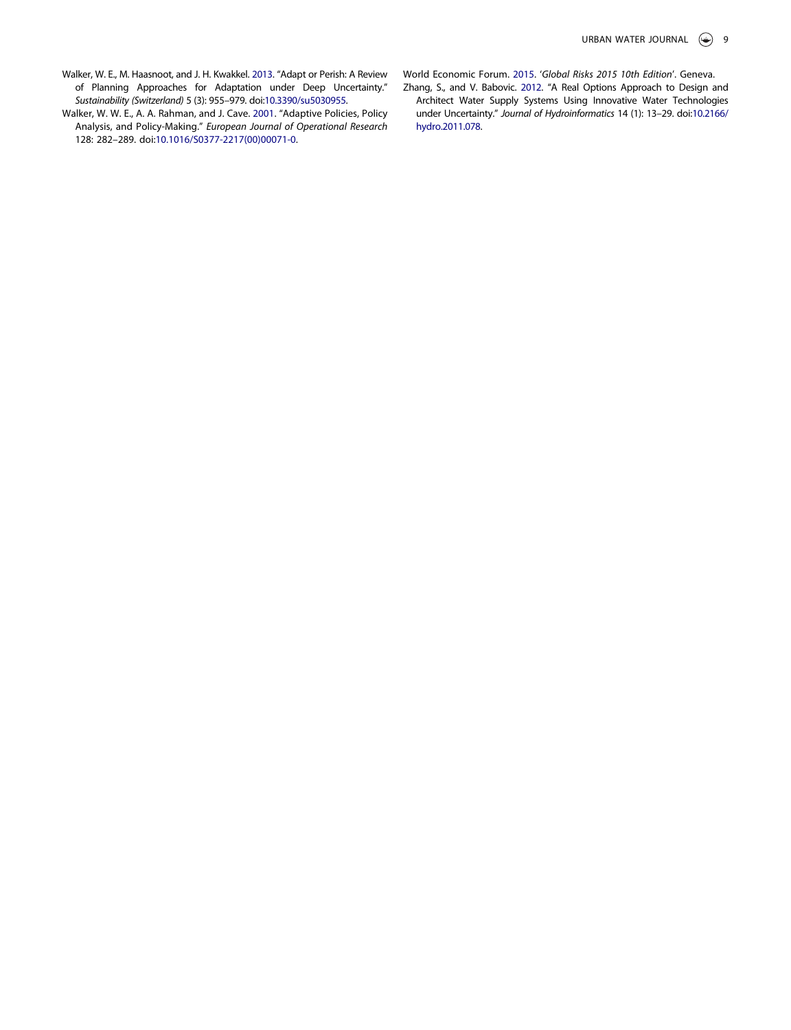Walker, W. E., M. Haasnoot, and J. H. Kwakkel. 2013. "Adapt or Perish: A Review of Planning Approaches for Adaptation under Deep Uncertainty." *Sustainability (Switzerland)* 5 (3): 955–979. doi:10.3390/su5030955.

Walker, W. W. E., A. A. Rahman, and J. Cave. 2001. "Adaptive Policies, Policy Analysis, and Policy-Making." *European Journal of Operational Research* 128: 282–289. doi:10.1016/S0377-2217(00)00071-0.

World Economic Forum. 2015. '*Global Risks 2015 10th Edition*'. Geneva.

Zhang, S., and V. Babovic. 2012. "A Real Options Approach to Design and Architect Water Supply Systems Using Innovative Water Technologies under Uncertainty." *Journal of Hydroinformatics* 14 (1): 13–29. doi:10.2166/hydro.2011.078.